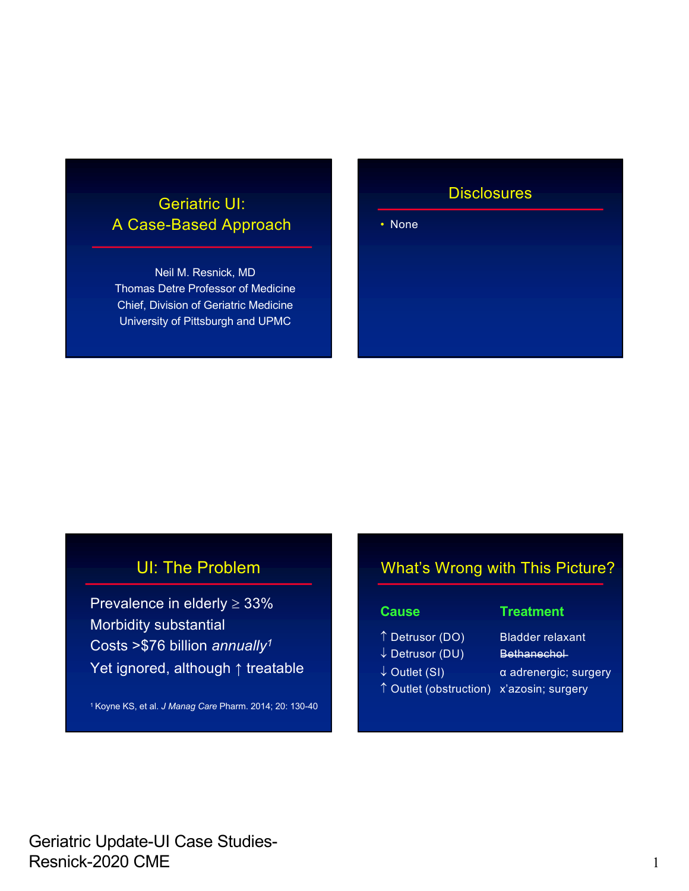# Geriatric UI: A Case-Based Approach

Neil M. Resnick, MD
Thomas Detre Professor of Medicine
Chief, Division of Geriatric Medicine
University of Pittsburgh and UPMC

## Disclosures

- None

## UI: The Problem

Prevalence in elderly ≥ 33%
Morbidity substantial
Costs >$76 billion *annually*[1]
Yet ignored, although ↑ treatable

[1] Koyne KS, et al. *J Manag Care* Pharm. 2014; 20: 130-40

## What's Wrong with This Picture?

| Cause | Treatment |
|---|---|
| ↑ Detrusor (DO) | Bladder relaxant |
| ↓ Detrusor (DU) | ~~Bethanechol~~ |
| ↓ Outlet (SI) | α adrenergic; surgery |
| ↑ Outlet (obstruction) | x'azosin; surgery |

Geriatric Update-UI Case Studies-Resnick-2020 CME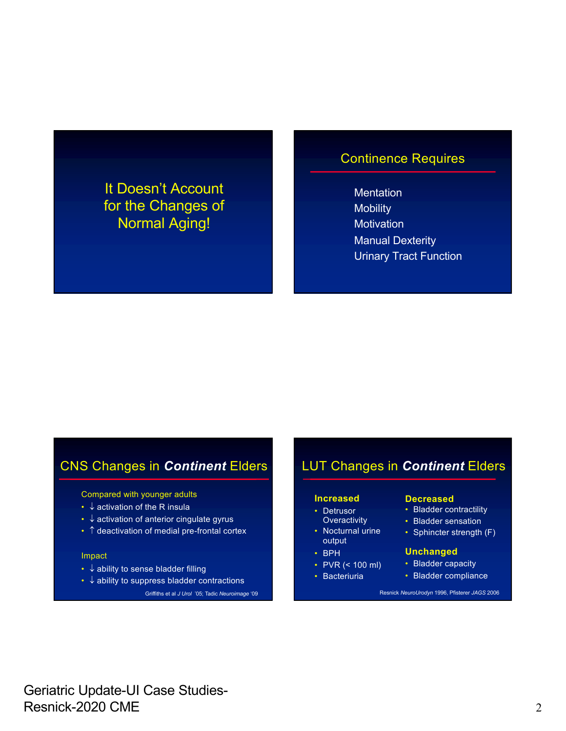## It Doesn't Account for the Changes of Normal Aging!

## Continence Requires

- Mentation
- Mobility
- Motivation
- Manual Dexterity
- Urinary Tract Function

## CNS Changes in ***Continent*** Elders

Compared with younger adults

- ↓ activation of the R insula
- ↓ activation of anterior cingulate gyrus
- ↑ deactivation of medial pre-frontal cortex

Impact

- ↓ ability to sense bladder filling
- ↓ ability to suppress bladder contractions

Griffiths et al *J Urol* '05; Tadic *Neuroimage* '09

## LUT Changes in ***Continent*** Elders

**Increased**

- Detrusor Overactivity
- Nocturnal urine output
- BPH
- PVR (< 100 ml)
- Bacteriuria

**Decreased**

- Bladder contractility
- Bladder sensation
- Sphincter strength (F)

**Unchanged**

- Bladder capacity
- Bladder compliance

Resnick *NeuroUrodyn* 1996, Pfisterer *JAGS* 2006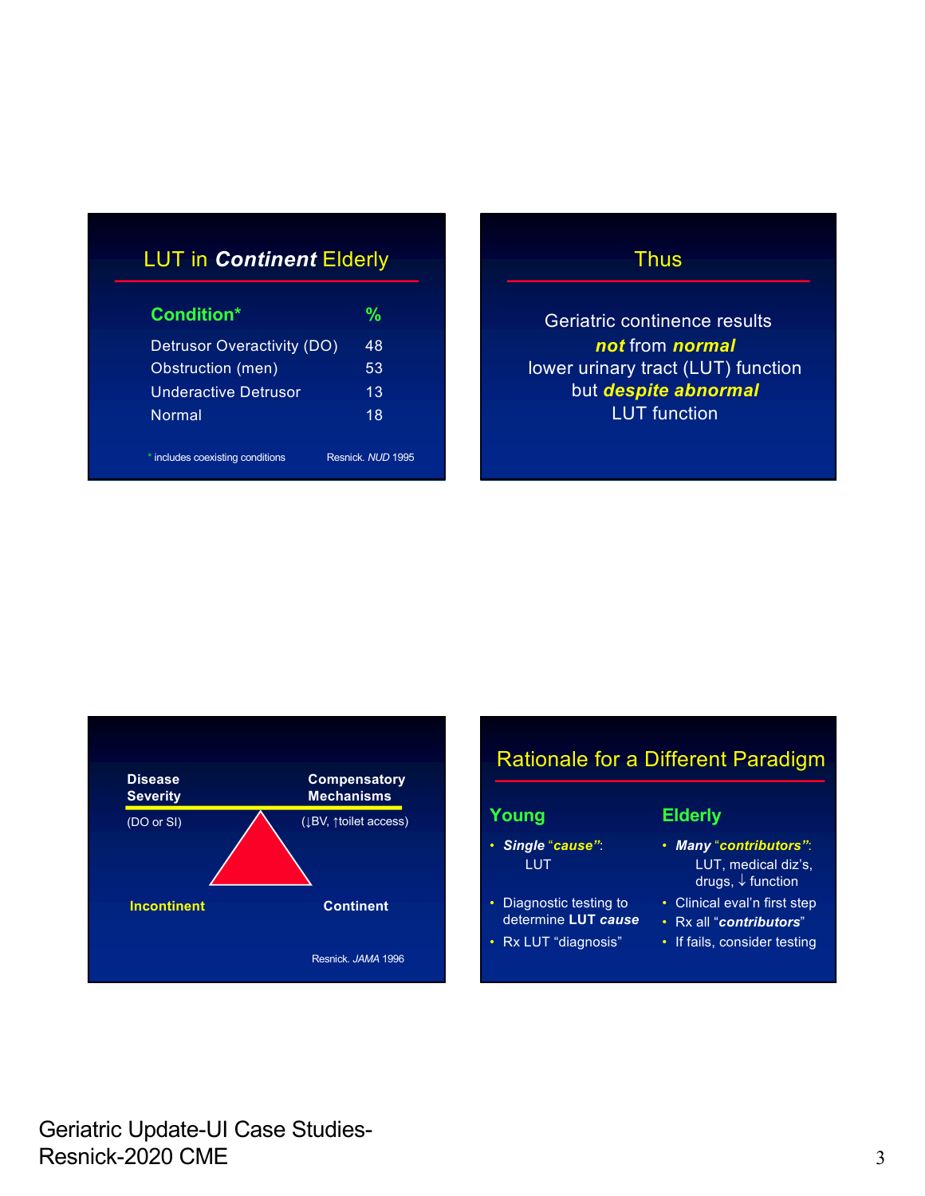## LUT in ***Continent*** Elderly

| **Condition*** | **%** |
| --- | --- |
| Detrusor Overactivity (DO) | 48 |
| Obstruction (men) | 53 |
| Underactive Detrusor | 13 |
| Normal | 18 |

\* includes coexisting conditions

Resnick. *NUD* 1995

## Thus

Geriatric continence results ***not*** from ***normal*** lower urinary tract (LUT) function but ***despite abnormal*** LUT function

**Disease Severity** (DO or SI)

**Compensatory Mechanisms** (↓BV, ↑toilet access)

**Incontinent**

**Continent**

Resnick. *JAMA* 1996

## Rationale for a Different Paradigm

**Young**

- ***Single*** "***cause***": LUT
- Diagnostic testing to determine **LUT *cause***
- Rx LUT "diagnosis"

**Elderly**

- ***Many*** "***contributors***": LUT, medical diz's, drugs, ↓ function
- Clinical eval'n first step
- Rx all "***contributors***"
- If fails, consider testing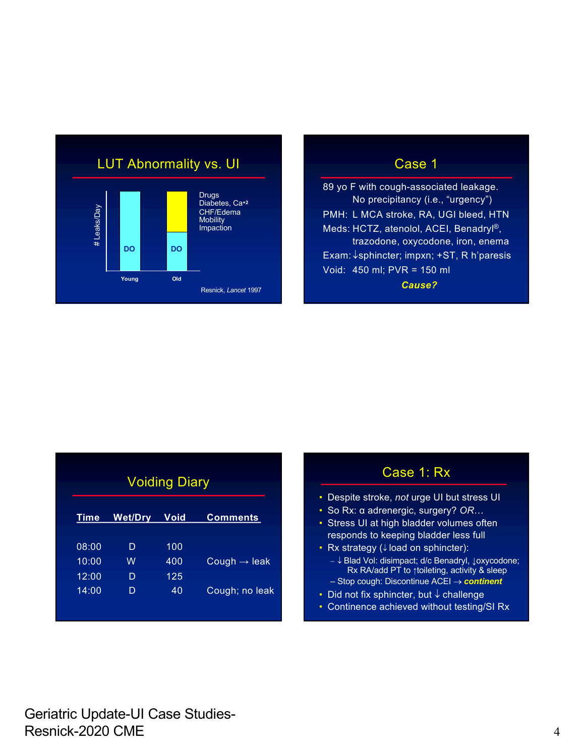## LUT Abnormality vs. UI

# Leaks/Day

| | Young | Old |
|---|---|---|
| | DO | DO + Drugs, Diabetes, $Ca^{+2}$, CHF/Edema, Mobility, Impaction |

Resnick, *Lancet* 1997

## Case 1

89 yo F with cough-associated leakage. No precipitancy (i.e., "urgency")

PMH: L MCA stroke, RA, UGI bleed, HTN

Meds: HCTZ, atenolol, ACEI, Benadryl®, trazodone, oxycodone, iron, enema

Exam: ↓sphincter; impxn; +ST, R h'paresis

Void: 450 ml; PVR = 150 ml

***Cause?***

## Voiding Diary

| Time | Wet/Dry | Void | Comments |
|---|---|---|---|
| 08:00 | D | 100 | |
| 10:00 | W | 400 | Cough → leak |
| 12:00 | D | 125 | |
| 14:00 | D | 40 | Cough; no leak |

## Case 1: Rx

- Despite stroke, *not* urge UI but stress UI
- So Rx: α adrenergic, surgery? *OR*…
- Stress UI at high bladder volumes often responds to keeping bladder less full
- Rx strategy (↓ load on sphincter):
  - ↓ Blad Vol: disimpact; d/c Benadryl, ↓oxycodone; Rx RA/add PT to ↑toileting, activity & sleep
  - Stop cough: Discontinue ACEI → ***continent***
- Did not fix sphincter, but ↓ challenge
- Continence achieved without testing/SI Rx

Geriatric Update-UI Case Studies-Resnick-2020 CME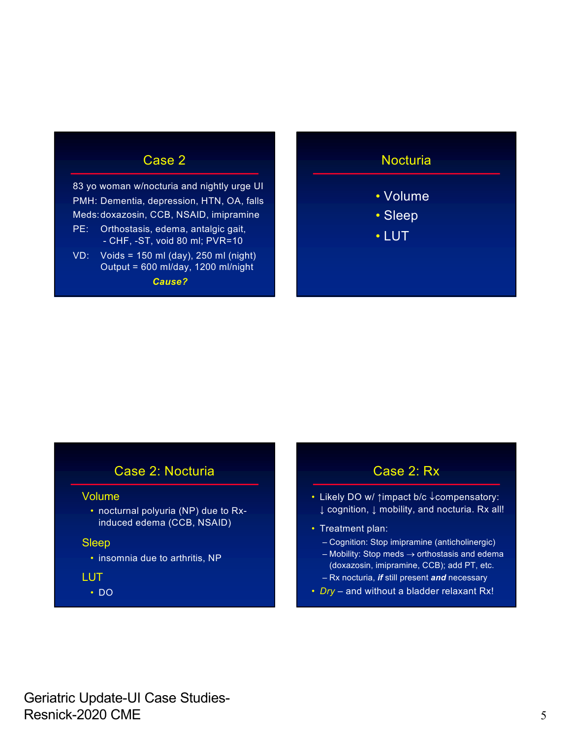## Case 2

83 yo woman w/nocturia and nightly urge UI

PMH: Dementia, depression, HTN, OA, falls

Meds: doxazosin, CCB, NSAID, imipramine

PE: Orthostasis, edema, antalgic gait, - CHF, -ST, void 80 ml; PVR=10

VD: Voids = 150 ml (day), 250 ml (night)
Output = 600 ml/day, 1200 ml/night

***Cause?***

## Nocturia

- Volume
- Sleep
- LUT

## Case 2: Nocturia

### Volume

- nocturnal polyuria (NP) due to Rx-induced edema (CCB, NSAID)

### Sleep

- insomnia due to arthritis, NP

### LUT

- DO

## Case 2: Rx

- Likely DO w/ ↑impact b/c ↓compensatory: ↓ cognition, ↓ mobility, and nocturia. Rx all!
- Treatment plan:
  - Cognition: Stop imipramine (anticholinergic)
  - Mobility: Stop meds → orthostasis and edema (doxazosin, imipramine, CCB); add PT, etc.
  - Rx nocturia, ***if*** still present ***and*** necessary
- *Dry* – and without a bladder relaxant Rx!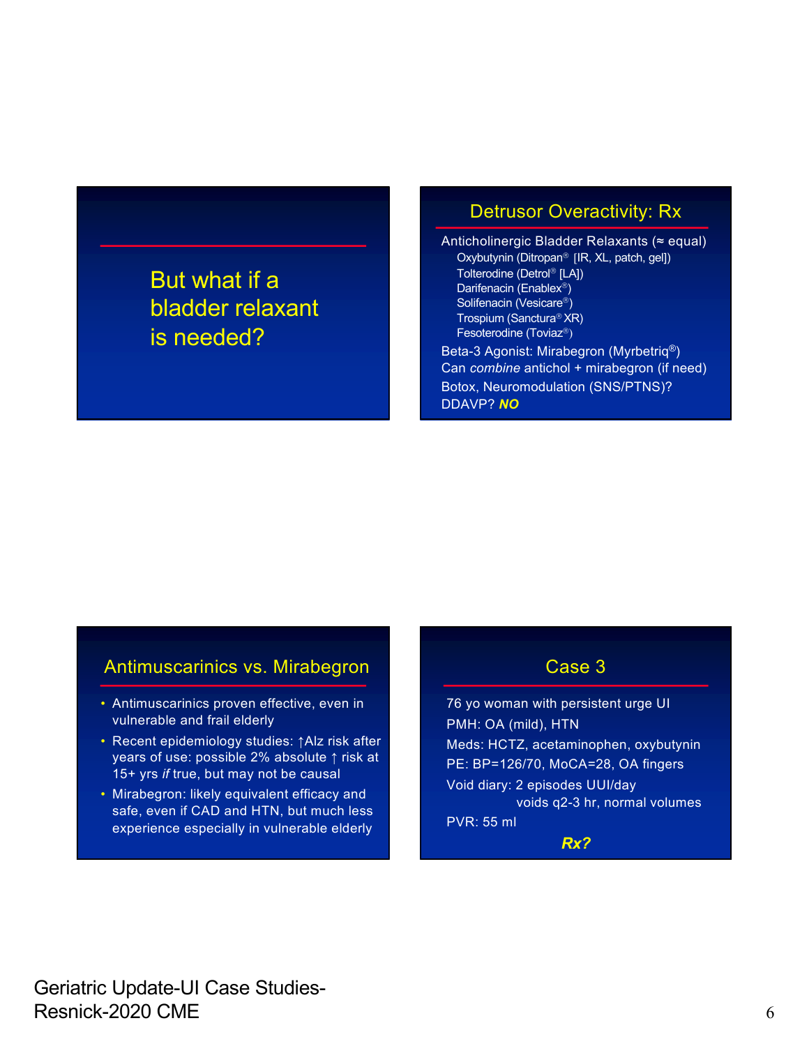But what if a bladder relaxant is needed?

## Detrusor Overactivity: Rx

Anticholinergic Bladder Relaxants (≈ equal)

- Oxybutynin (Ditropan® [IR, XL, patch, gel])
- Tolterodine (Detrol® [LA])
- Darifenacin (Enablex®)
- Solifenacin (Vesicare®)
- Trospium (Sanctura® XR)
- Fesoterodine (Toviaz®)

Beta-3 Agonist: Mirabegron (Myrbetriq®)

Can *combine* antichol + mirabegron (if need)

Botox, Neuromodulation (SNS/PTNS)?

DDAVP? ***NO***

## Antimuscarinics vs. Mirabegron

- Antimuscarinics proven effective, even in vulnerable and frail elderly
- Recent epidemiology studies: ↑Alz risk after years of use: possible 2% absolute ↑ risk at 15+ yrs *if* true, but may not be causal
- Mirabegron: likely equivalent efficacy and safe, even if CAD and HTN, but much less experience especially in vulnerable elderly

## Case 3

76 yo woman with persistent urge UI

PMH: OA (mild), HTN

Meds: HCTZ, acetaminophen, oxybutynin

PE: BP=126/70, MoCA=28, OA fingers

Void diary: 2 episodes UUI/day
voids q2-3 hr, normal volumes

PVR: 55 ml

***Rx?***

Geriatric Update-UI Case Studies-Resnick-2020 CME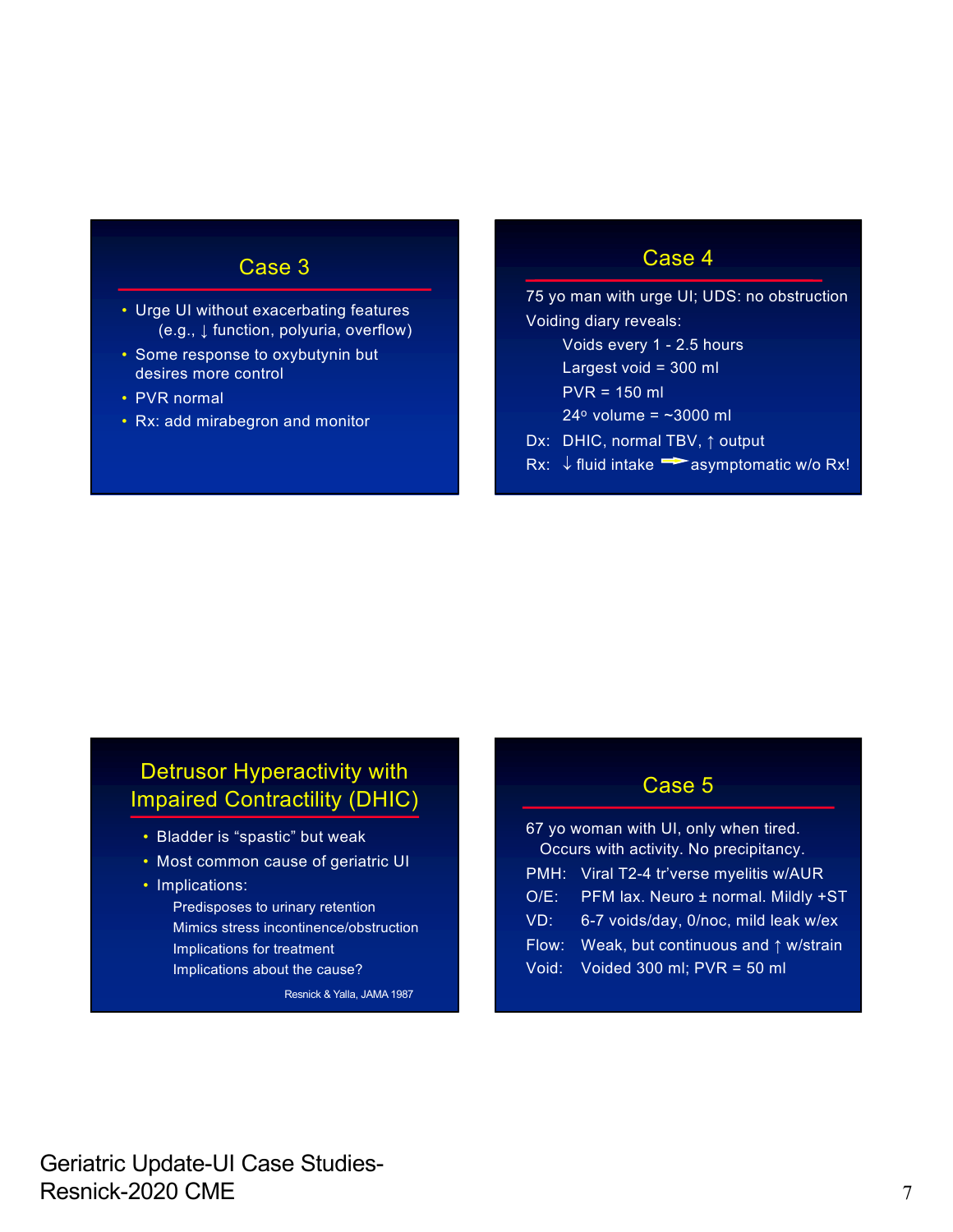## Case 3

- Urge UI without exacerbating features (e.g., ↓ function, polyuria, overflow)
- Some response to oxybutynin but desires more control
- PVR normal
- Rx: add mirabegron and monitor

## Case 4

75 yo man with urge UI; UDS: no obstruction

Voiding diary reveals:

- Voids every 1 - 2.5 hours
- Largest void = 300 ml
- PVR = 150 ml
- 24° volume = ~3000 ml

Dx: DHIC, normal TBV, ↑ output

Rx: ↓ fluid intake ➡ asymptomatic w/o Rx!

## Detrusor Hyperactivity with Impaired Contractility (DHIC)

- Bladder is "spastic" but weak
- Most common cause of geriatric UI
- Implications:
  - Predisposes to urinary retention
  - Mimics stress incontinence/obstruction
  - Implications for treatment
  - Implications about the cause?

Resnick & Yalla, JAMA 1987

## Case 5

67 yo woman with UI, only when tired. Occurs with activity. No precipitancy.

PMH: Viral T2-4 tr'verse myelitis w/AUR

O/E: PFM lax. Neuro ± normal. Mildly +ST

VD: 6-7 voids/day, 0/noc, mild leak w/ex

Flow: Weak, but continuous and ↑ w/strain

Void: Voided 300 ml; PVR = 50 ml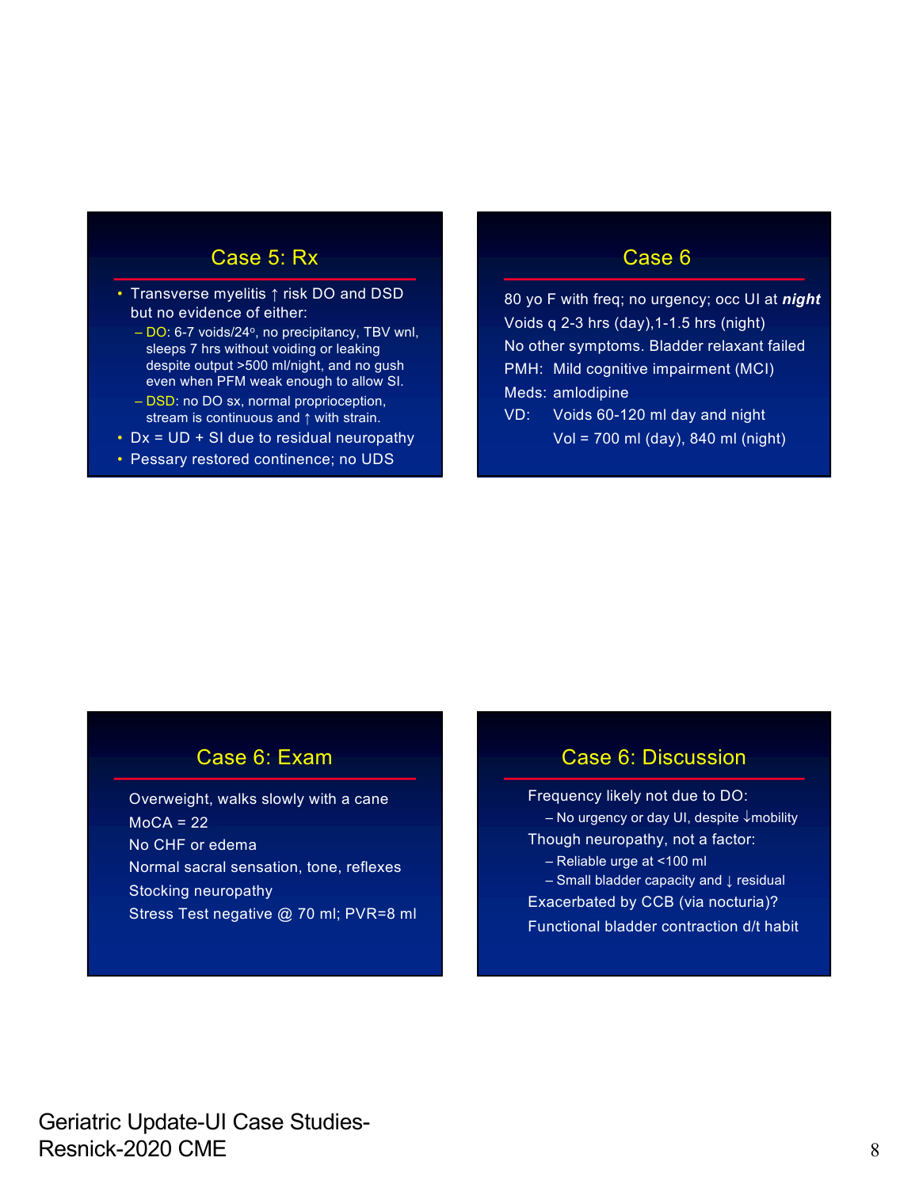## Case 5: Rx

- Transverse myelitis ↑ risk DO and DSD but no evidence of either:
  - DO: 6-7 voids/24°, no precipitancy, TBV wnl, sleeps 7 hrs without voiding or leaking despite output >500 ml/night, and no gush even when PFM weak enough to allow SI.
  - DSD: no DO sx, normal proprioception, stream is continuous and ↑ with strain.
- Dx = UD + SI due to residual neuropathy
- Pessary restored continence; no UDS

## Case 6

80 yo F with freq; no urgency; occ UI at ***night***

Voids q 2-3 hrs (day),1-1.5 hrs (night)

No other symptoms. Bladder relaxant failed

PMH: Mild cognitive impairment (MCI)

Meds: amlodipine

VD: Voids 60-120 ml day and night

Vol = 700 ml (day), 840 ml (night)

## Case 6: Exam

Overweight, walks slowly with a cane

MoCA = 22

No CHF or edema

Normal sacral sensation, tone, reflexes

Stocking neuropathy

Stress Test negative @ 70 ml; PVR=8 ml

## Case 6: Discussion

Frequency likely not due to DO:

- No urgency or day UI, despite ↓mobility

Though neuropathy, not a factor:

- Reliable urge at <100 ml
- Small bladder capacity and ↓ residual

Exacerbated by CCB (via nocturia)?

Functional bladder contraction d/t habit

Geriatric Update-UI Case Studies-Resnick-2020 CME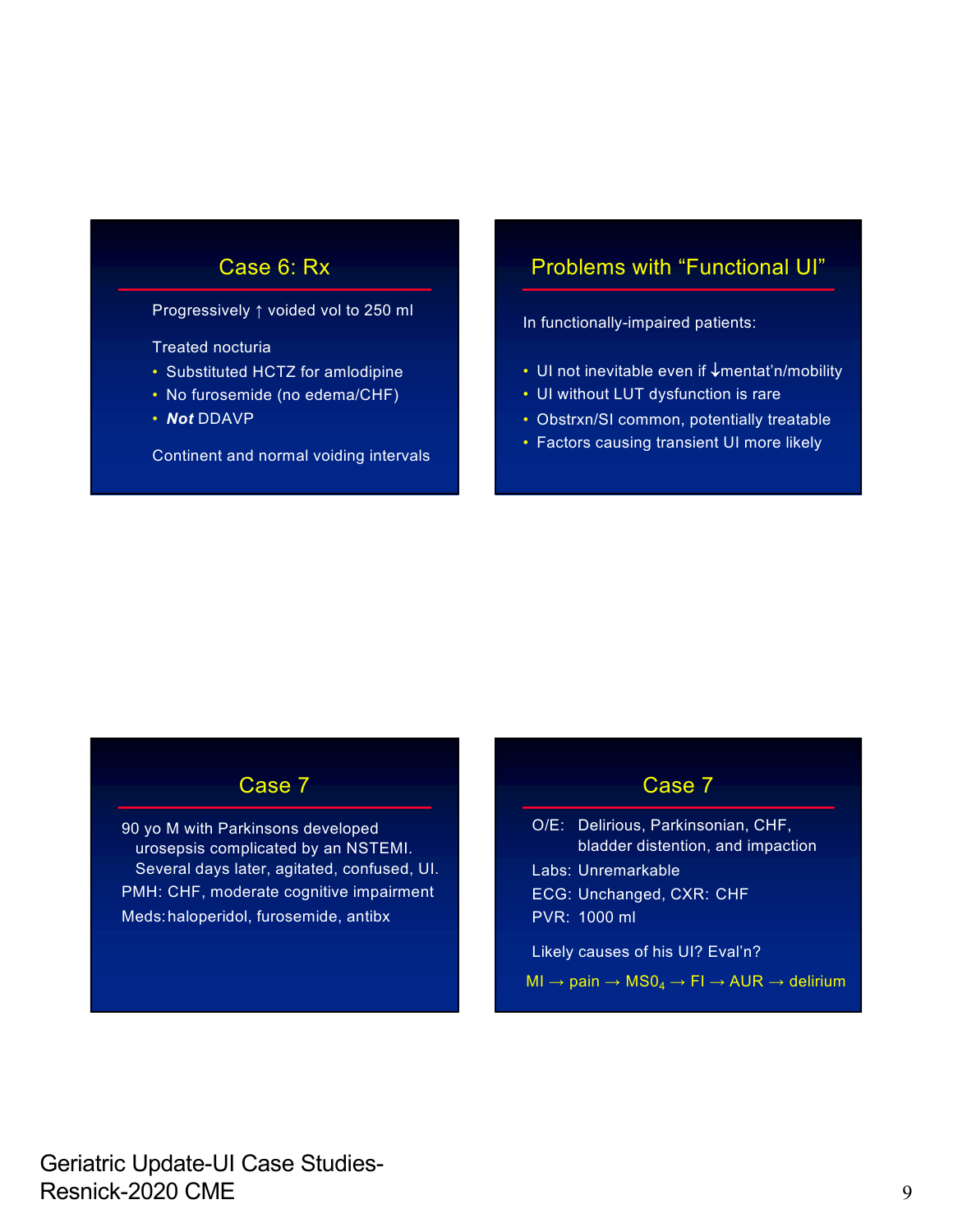## Case 6: Rx

Progressively ↑ voided vol to 250 ml

Treated nocturia

- Substituted HCTZ for amlodipine
- No furosemide (no edema/CHF)
- ***Not*** DDAVP

Continent and normal voiding intervals

## Problems with "Functional UI"

In functionally-impaired patients:

- UI not inevitable even if ↓mentat'n/mobility
- UI without LUT dysfunction is rare
- Obstrxn/SI common, potentially treatable
- Factors causing transient UI more likely

## Case 7

90 yo M with Parkinsons developed urosepsis complicated by an NSTEMI. Several days later, agitated, confused, UI.

PMH: CHF, moderate cognitive impairment

Meds: haloperidol, furosemide, antibx

## Case 7

O/E: Delirious, Parkinsonian, CHF, bladder distention, and impaction

Labs: Unremarkable

ECG: Unchanged, CXR: CHF

PVR: 1000 ml

Likely causes of his UI? Eval'n?

MI → pain → $MS0_4$ → FI → AUR → delirium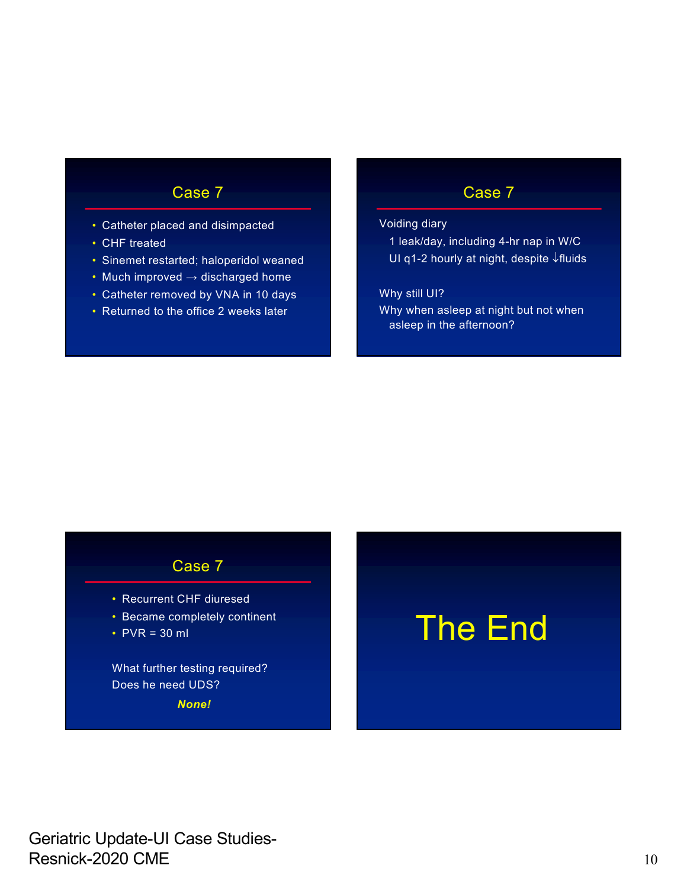## Case 7

- Catheter placed and disimpacted
- CHF treated
- Sinemet restarted; haloperidol weaned
- Much improved → discharged home
- Catheter removed by VNA in 10 days
- Returned to the office 2 weeks later

## Case 7

Voiding diary

1 leak/day, including 4-hr nap in W/C

UI q1-2 hourly at night, despite ↓fluids

Why still UI?

Why when asleep at night but not when asleep in the afternoon?

## Case 7

- Recurrent CHF diuresed
- Became completely continent
- PVR = 30 ml

What further testing required?

Does he need UDS?

***None!***

# The End

Geriatric Update-UI Case Studies-Resnick-2020 CME